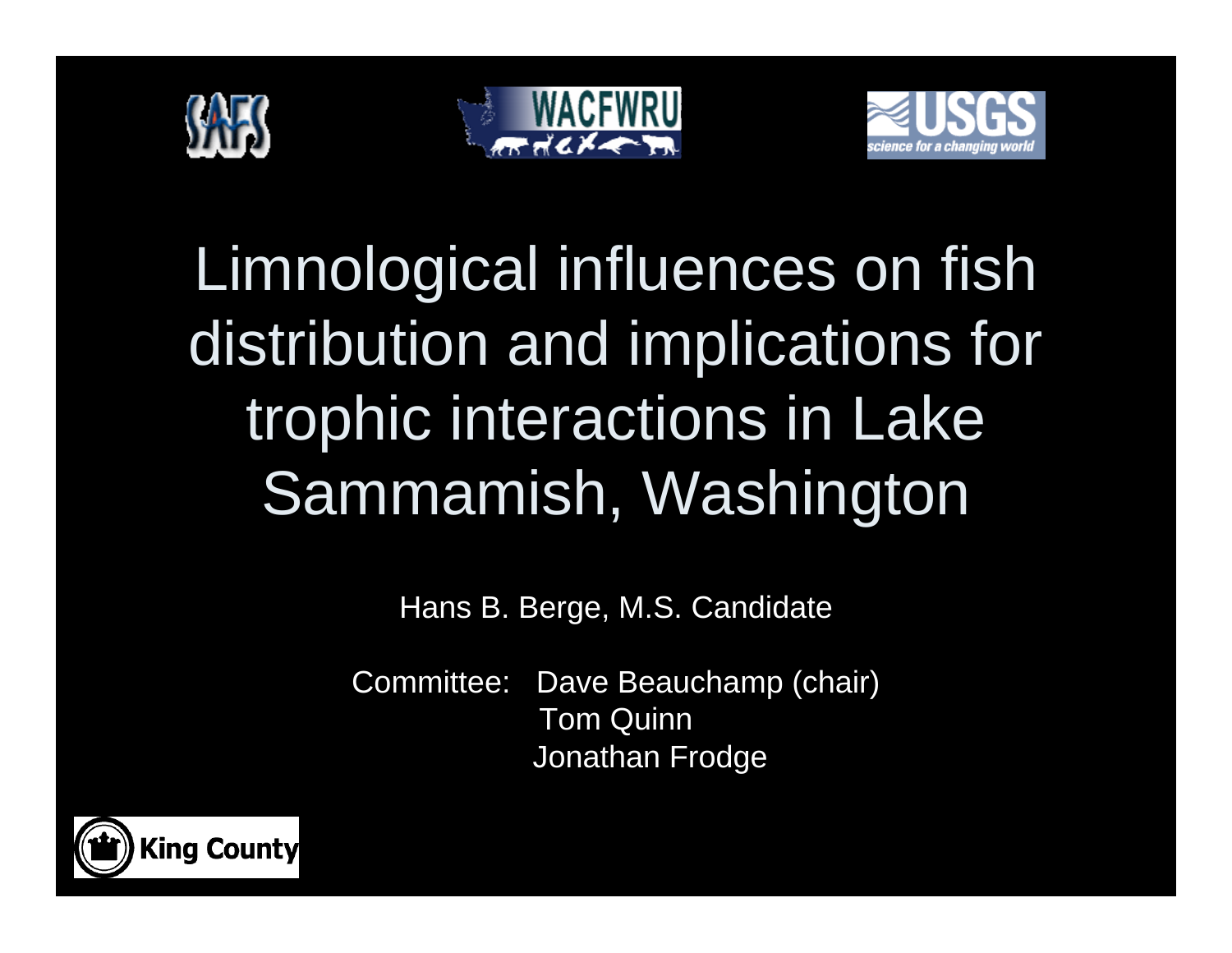# Limnological influences on fish distribution and implications for trophic interactions in Lake Sammamish, Washington

Hans B. Berge, M.S. Candidate

Committee: Dave Beauchamp (chair)
Tom Quinn
Jonathan Frodge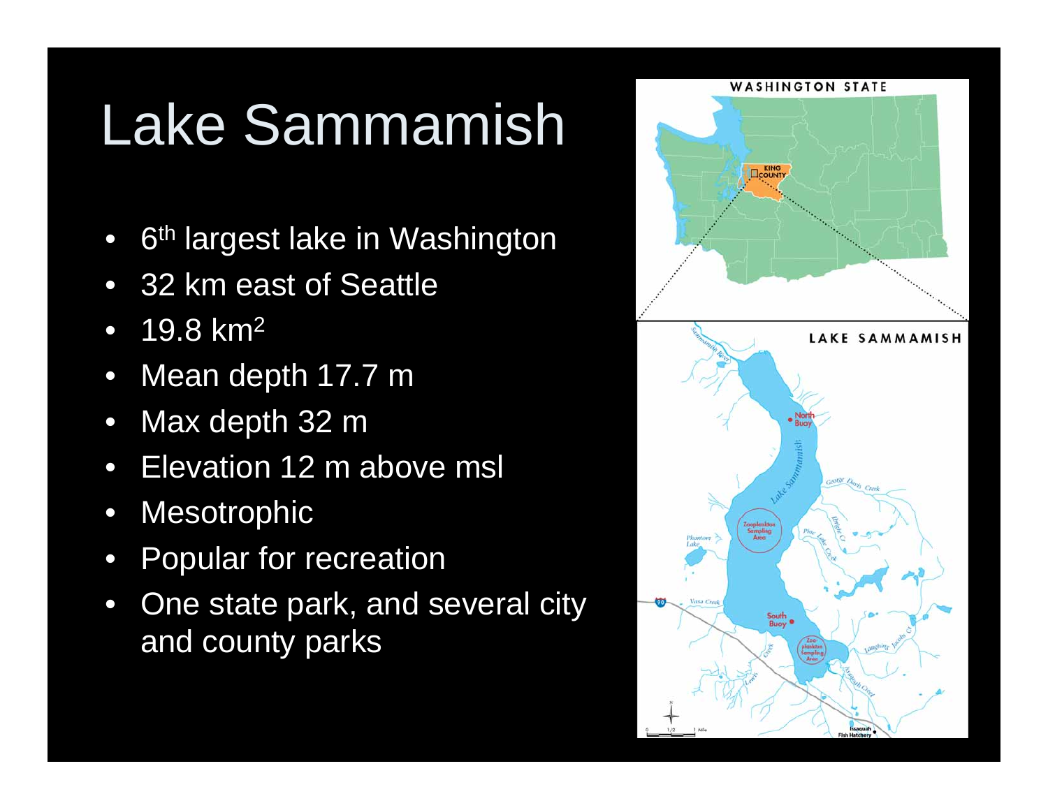# Lake Sammamish

- 6th largest lake in Washington
- 32 km east of Seattle
- 19.8 $km^2$
- Mean depth 17.7 m
- Max depth 32 m
- Elevation 12 m above msl
- Mesotrophic
- Popular for recreation
- One state park, and several city and county parks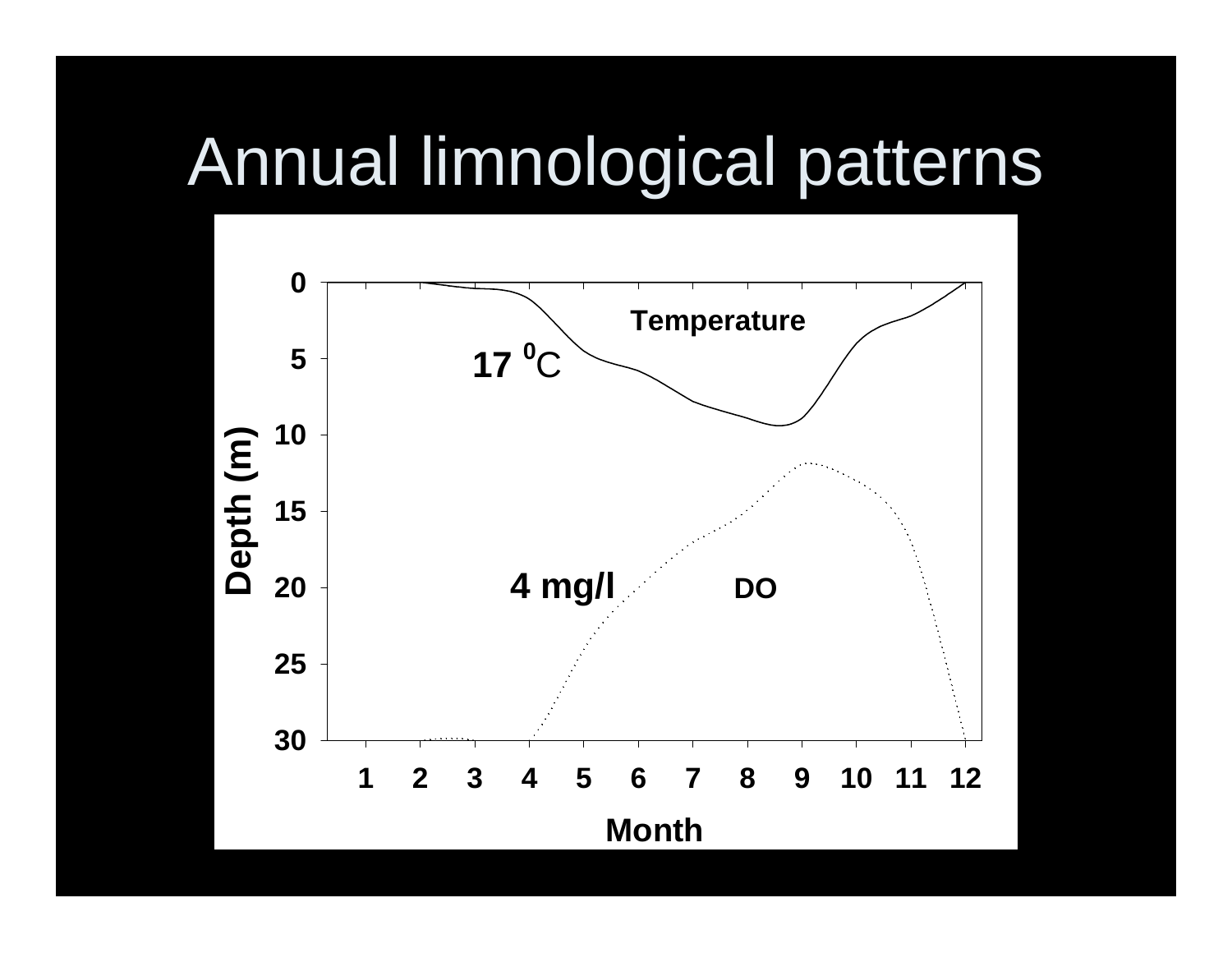# Annual limnological patterns

Depth (m)

0
5
10
15
20
25
30

Temperature

17 $^{0}$C

4 mg/l

DO

1 2 3 4 5 6 7 8 9 10 11 12

Month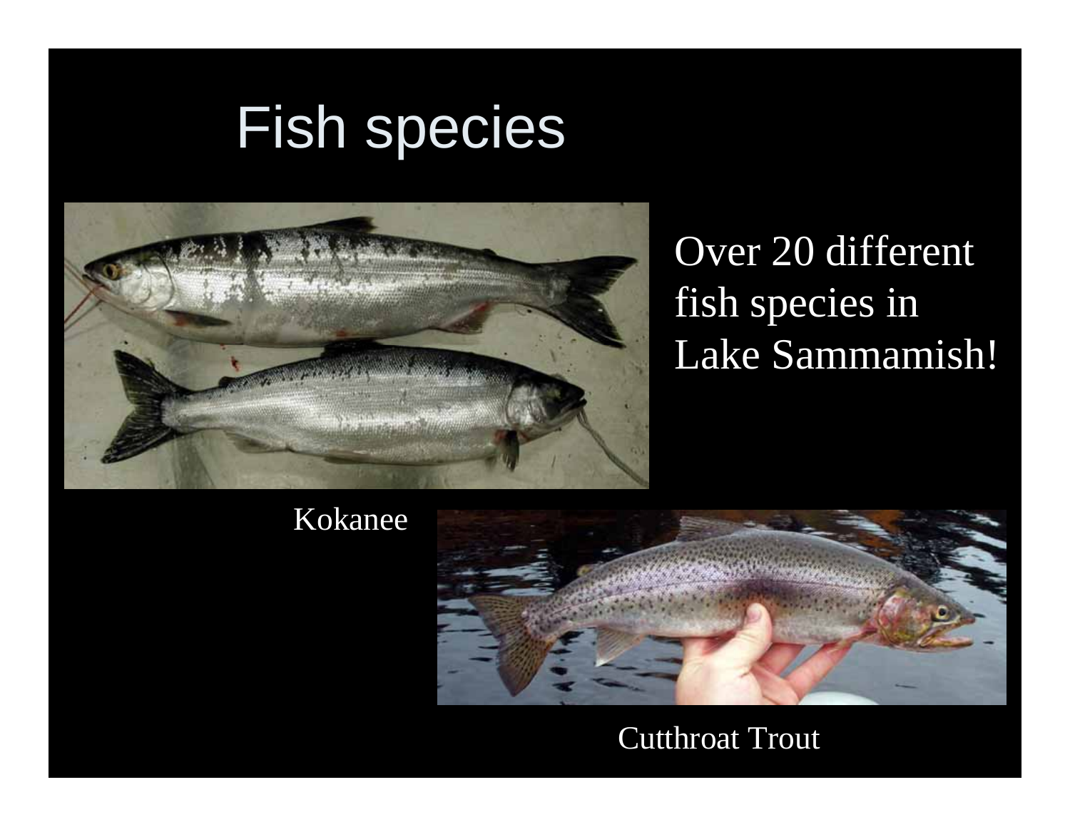# Fish species

Over 20 different fish species in Lake Sammamish!

Kokanee

Cutthroat Trout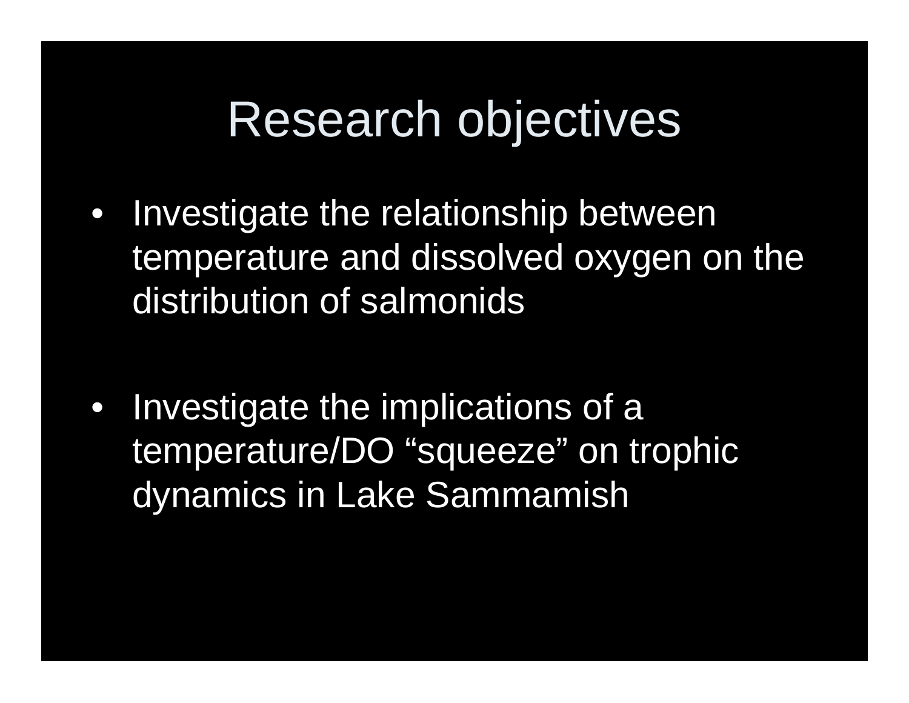# Research objectives

- Investigate the relationship between temperature and dissolved oxygen on the distribution of salmonids
- Investigate the implications of a temperature/DO “squeeze” on trophic dynamics in Lake Sammamish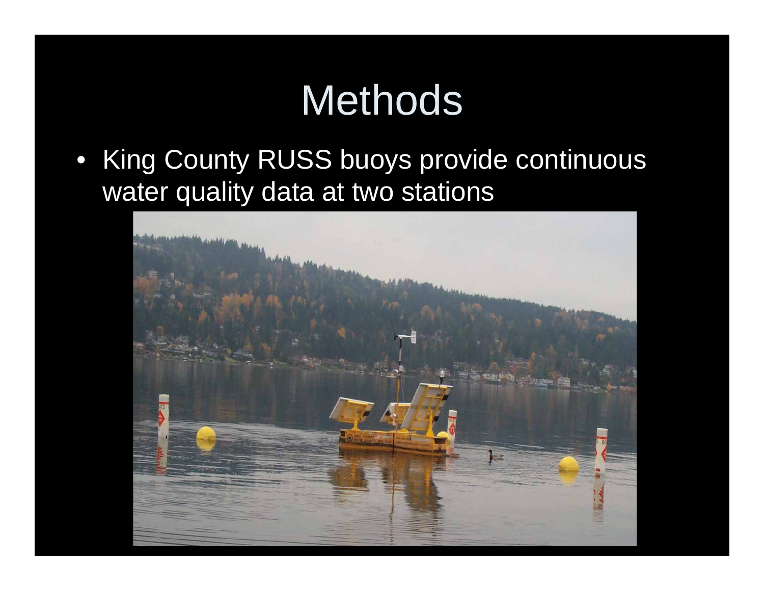# Methods

- King County RUSS buoys provide continuous water quality data at two stations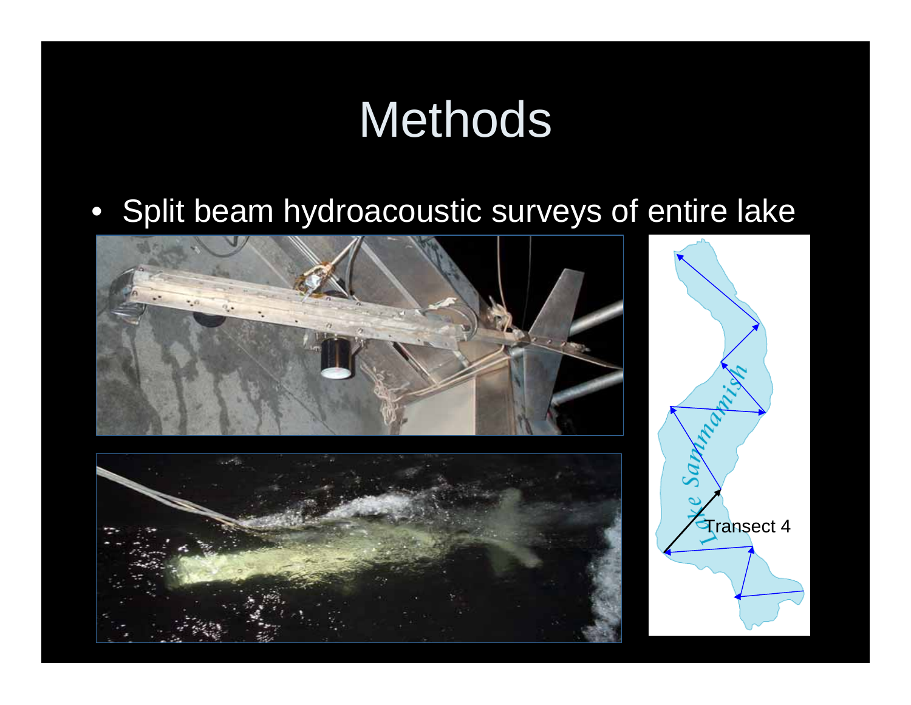# Methods

- Split beam hydroacoustic surveys of entire lake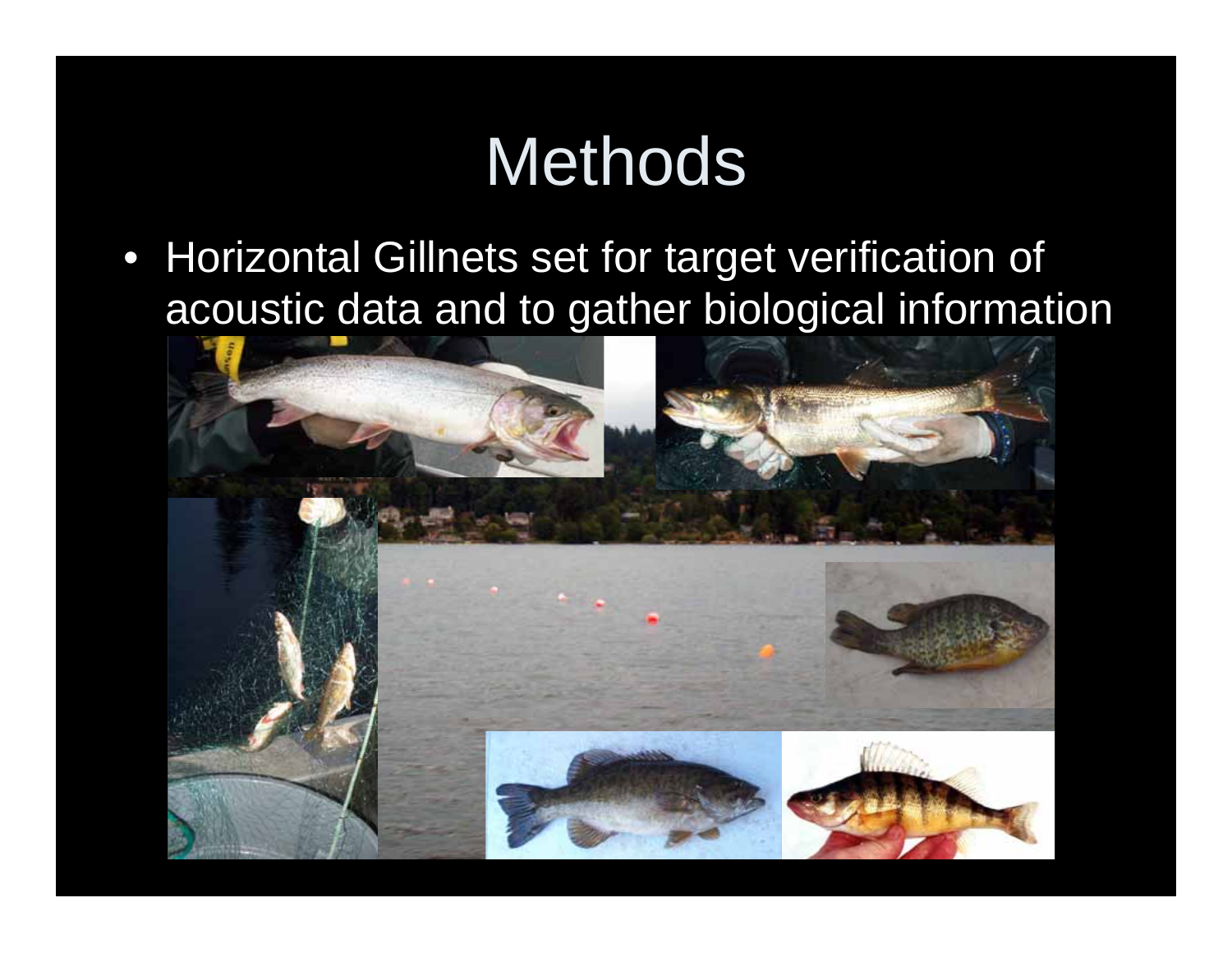# Methods

- Horizontal Gillnets set for target verification of acoustic data and to gather biological information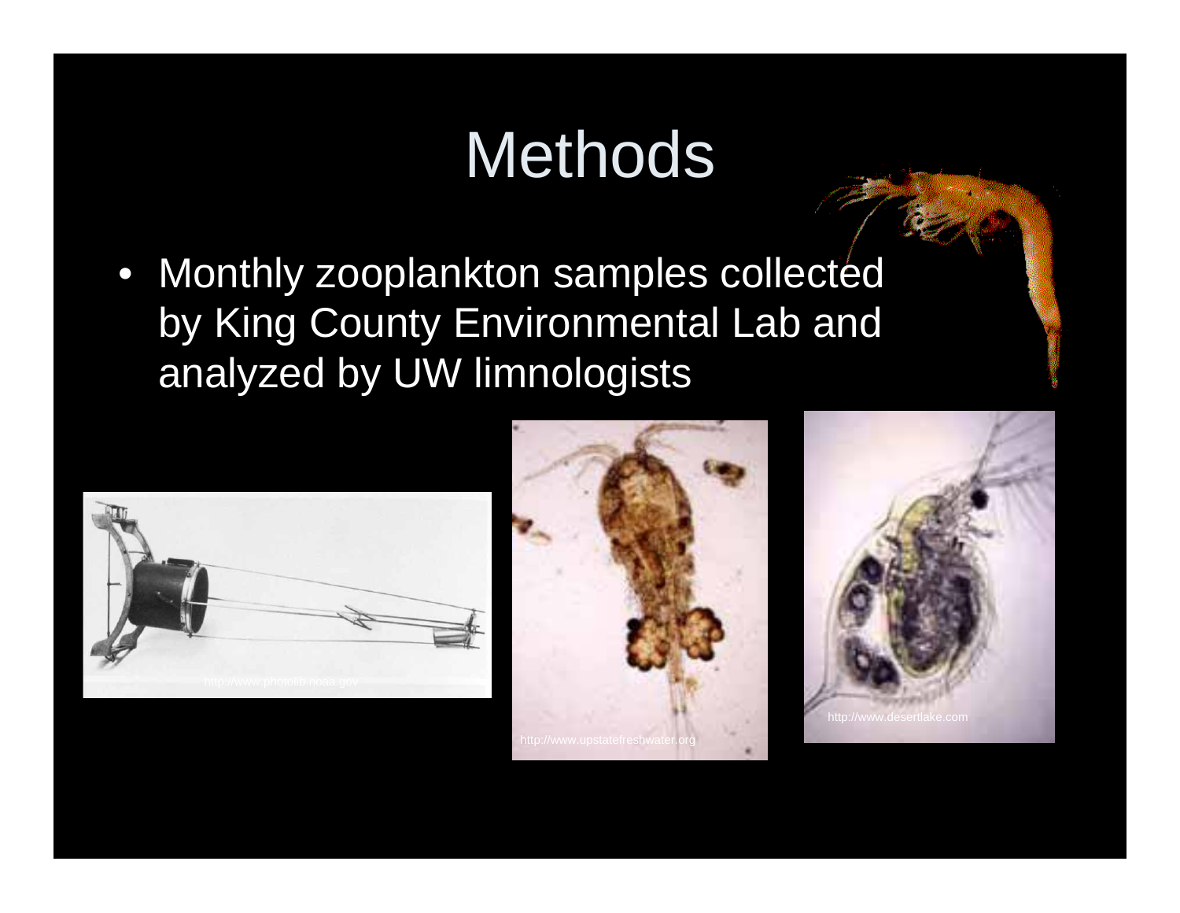# Methods

- Monthly zooplankton samples collected by King County Environmental Lab and analyzed by UW limnologists

http://www.photolib.noaa.gov

http://www.upstatefreshwater.org

http://www.desertlake.com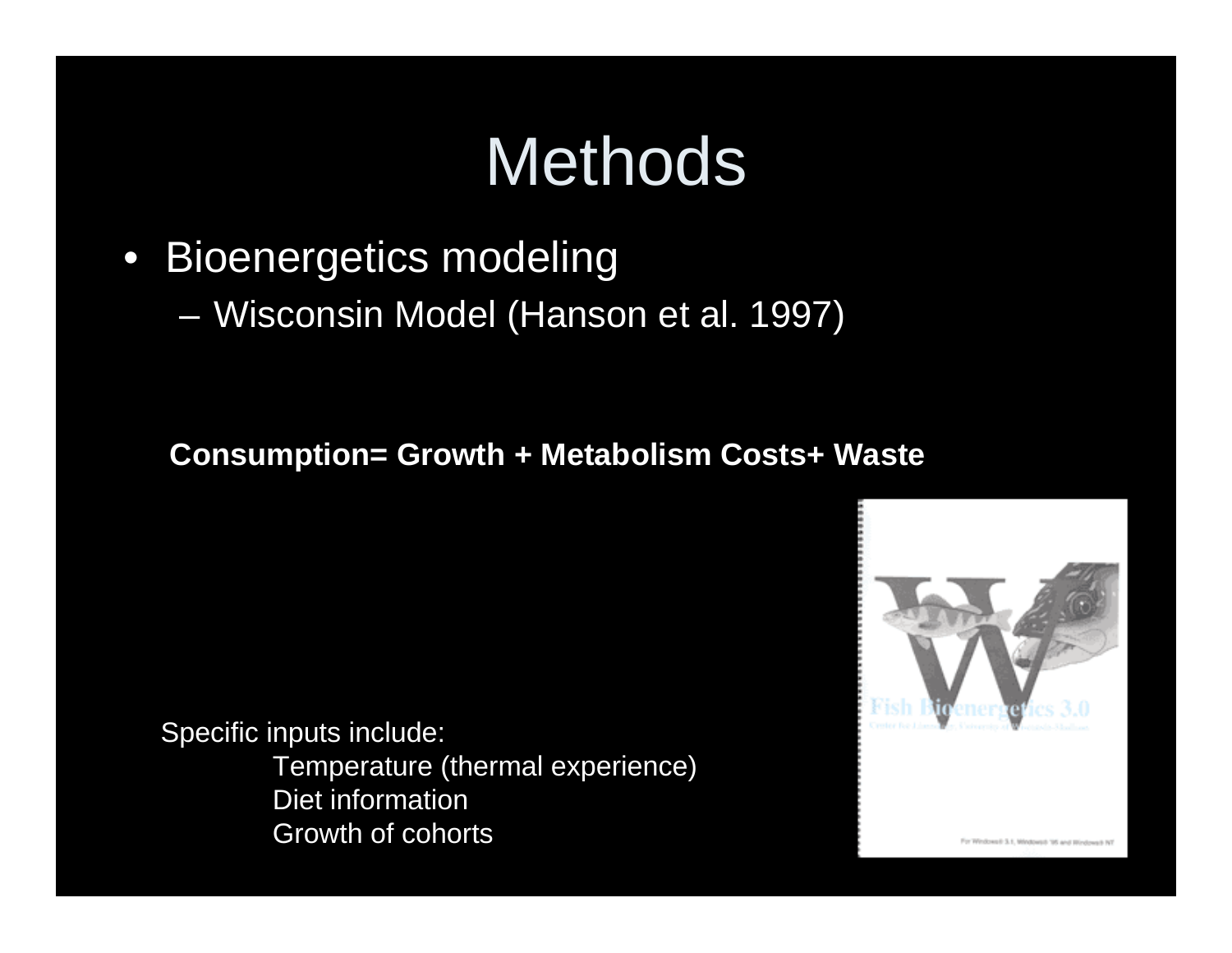# Methods

- Bioenergetics modeling
  - Wisconsin Model (Hanson et al. 1997)

**Consumption= Growth + Metabolism Costs+ Waste**

Specific inputs include:

- Temperature (thermal experience)
- Diet information
- Growth of cohorts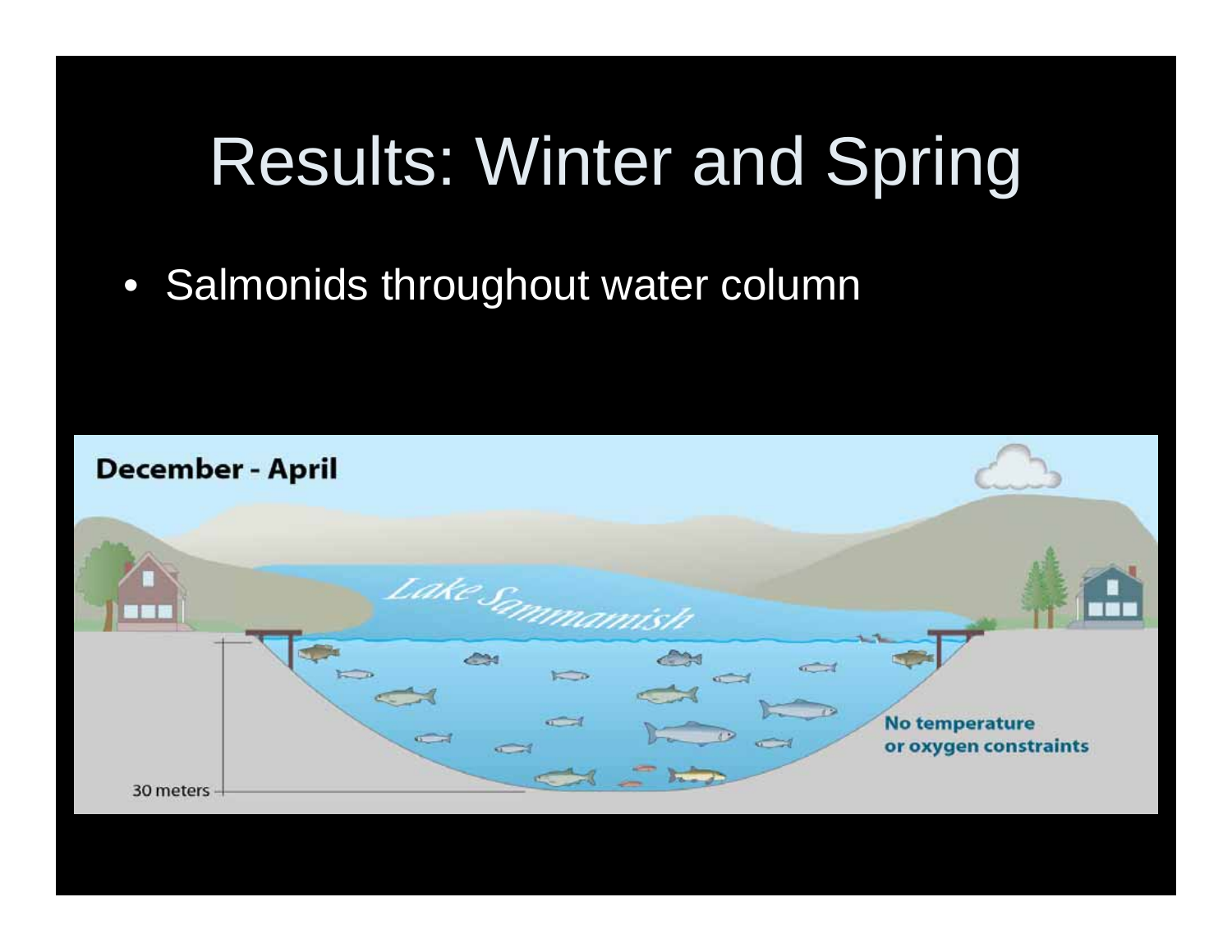# Results: Winter and Spring

- Salmonids throughout water column

December - April

Lake Sammamish

No temperature or oxygen constraints

30 meters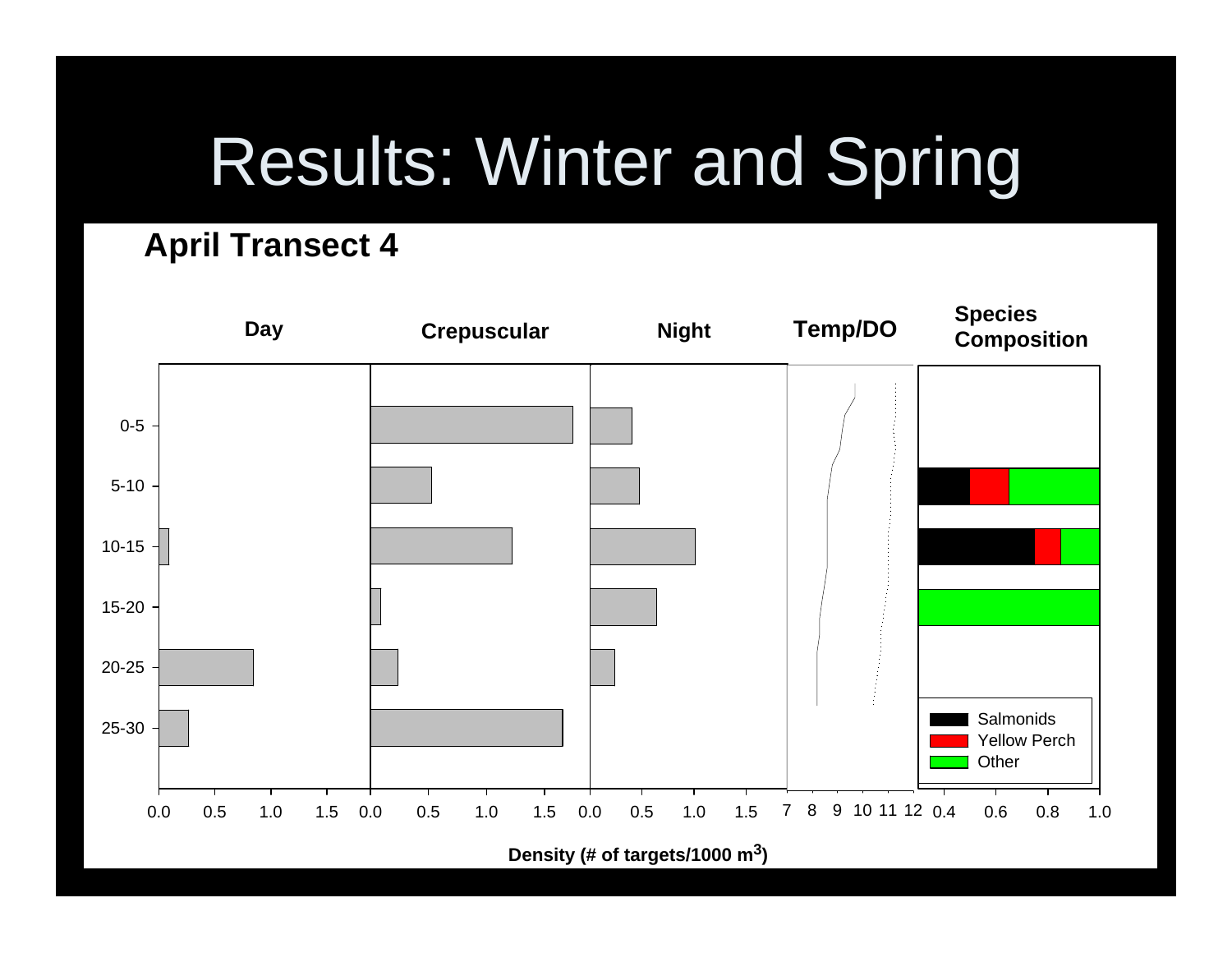# Results: Winter and Spring

**April Transect 4**

**Day** | **Crepuscular** | **Night** | **Temp/DO** | **Species Composition**

0-5
5-10
10-15
15-20
20-25
25-30

0.0 0.5 1.0 1.5 0.0 0.5 1.0 1.5 0.0 0.5 1.0 1.5 7 8 9 10 11 12 0.4 0.6 0.8 1.0

Salmonids
Yellow Perch
Other

**Density (# of targets/1000 m³)**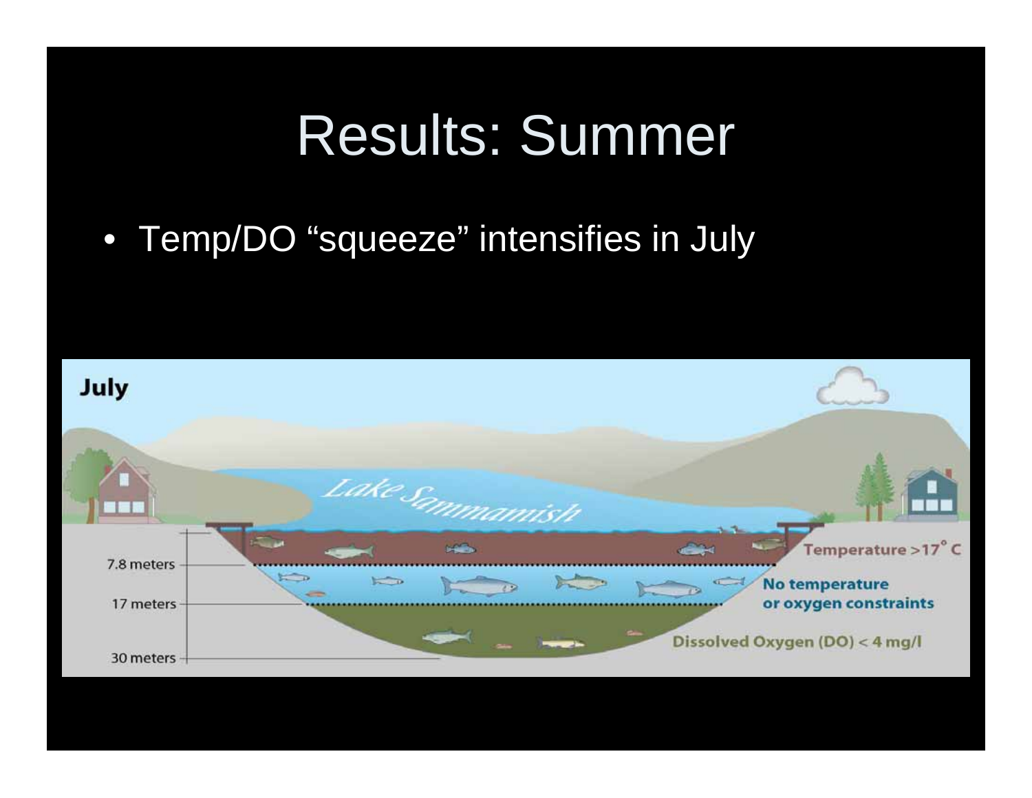# Results: Summer

- Temp/DO "squeeze" intensifies in July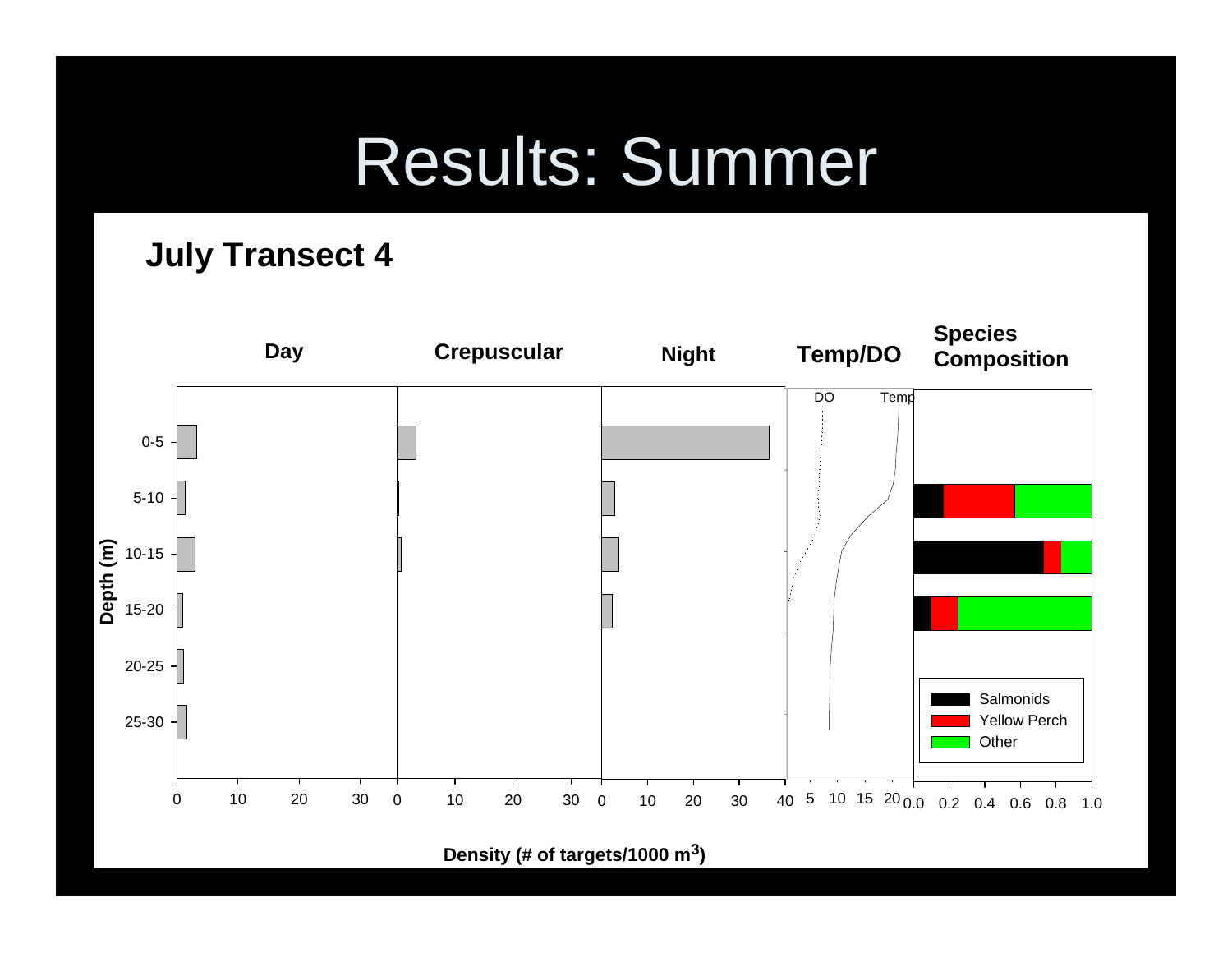# Results: Summer

**July Transect 4**

**Day** | **Crepuscular** | **Night** | **Temp/DO** | **Species Composition**

DO Temp

Depth (m): 0-5, 5-10, 10-15, 15-20, 20-25, 25-30

Day: 0 10 20 30
Crepuscular: 0 10 20 30
Night: 0 10 20 30 40
Temp/DO: 5 10 15 20
Species Composition: 0.0 0.2 0.4 0.6 0.8 1.0

Salmonids
Yellow Perch
Other

**Density (# of targets/1000 $m^3$)**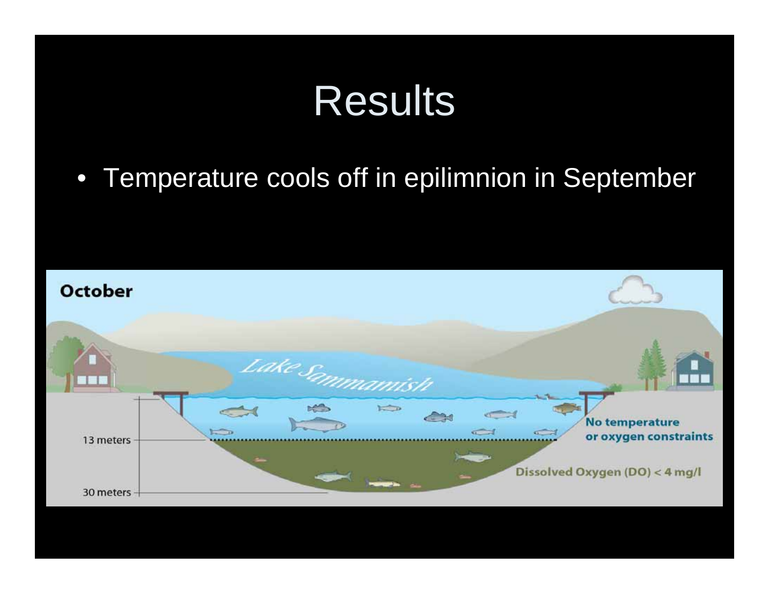# Results

- Temperature cools off in epilimnion in September

October

Lake Sammamish

13 meters

30 meters

No temperature or oxygen constraints

Dissolved Oxygen (DO) < 4 mg/l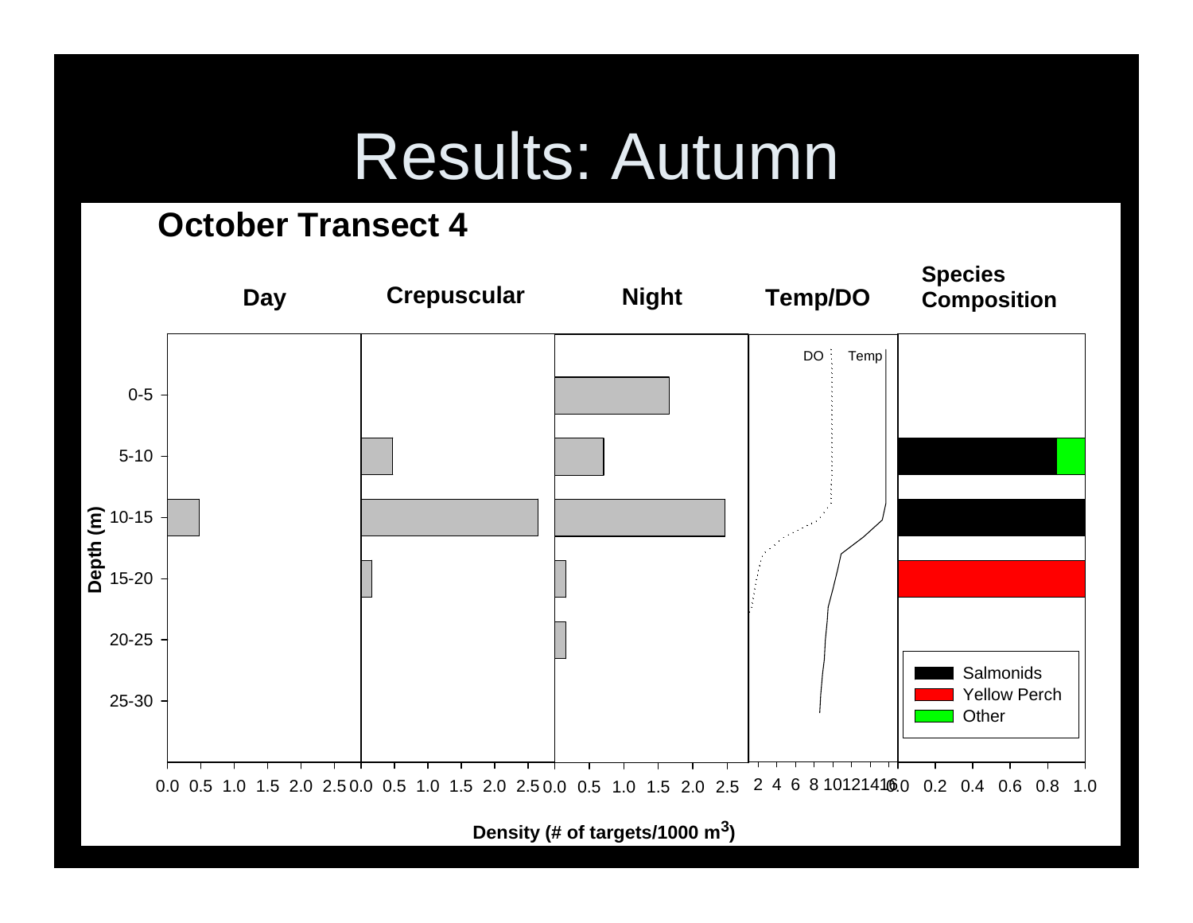# Results: Autumn

## October Transect 4

| | Day | Crepuscular | Night | Temp/DO | Species Composition |
|---|---|---|---|---|---|

Depth (m): 0-5, 5-10, 10-15, 15-20, 20-25, 25-30

Density (# of targets/1000 m$^3$)

Legend: Salmonids, Yellow Perch, Other

DO, Temp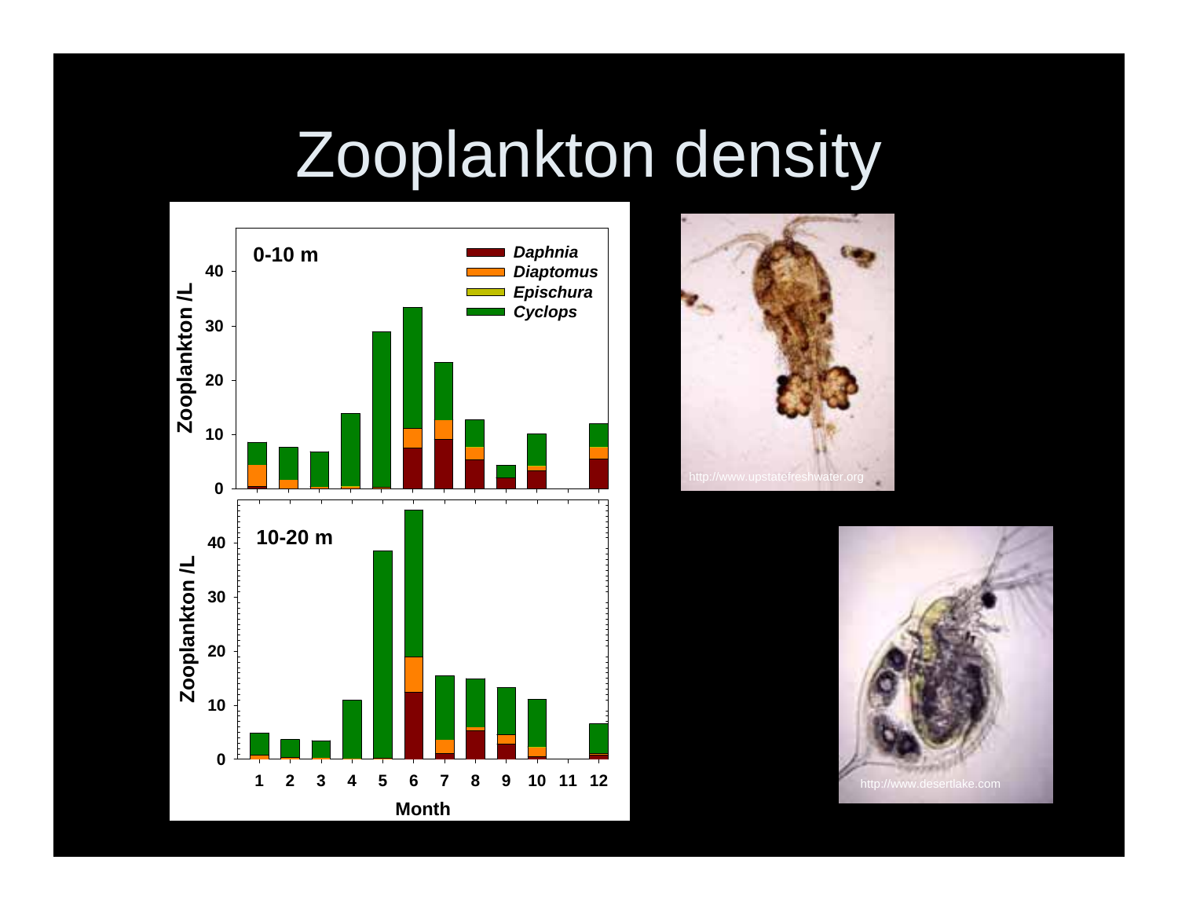# Zooplankton density

0-10 m

10-20 m

Zooplankton /L

Month

*Daphnia*
*Diaptomus*
*Epischura*
*Cyclops*

http://www.upstatefreshwater.org

http://www.desertlake.com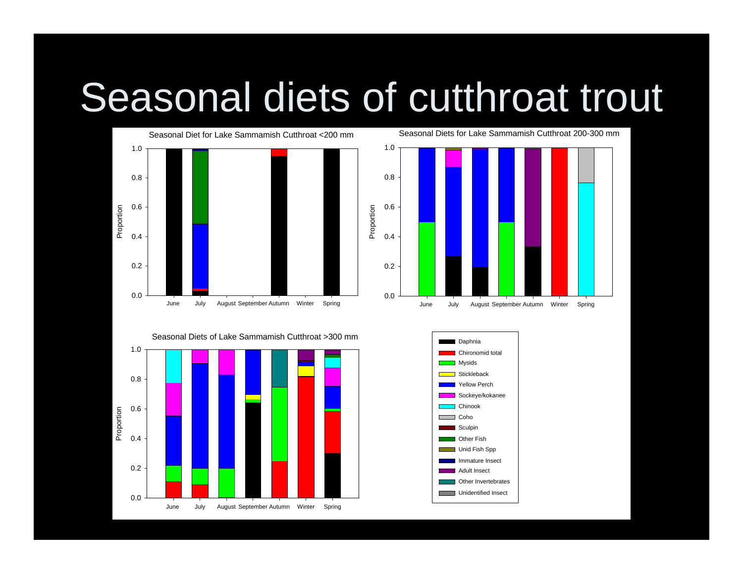# Seasonal diets of cutthroat trout

Seasonal Diet for Lake Sammamish Cutthroat <200 mm

Seasonal Diets for Lake Sammamish Cutthroat 200-300 mm

Seasonal Diets of Lake Sammamish Cutthroat >300 mm

Proportion

June July August September Autumn Winter Spring

- Daphnia
- Chironomid total
- Mysids
- Stickleback
- Yellow Perch
- Sockeye/kokanee
- Chinook
- Coho
- Sculpin
- Other Fish
- Unid Fish Spp
- Immature Insect
- Adult Insect
- Other Invertebrates
- Unidentified Insect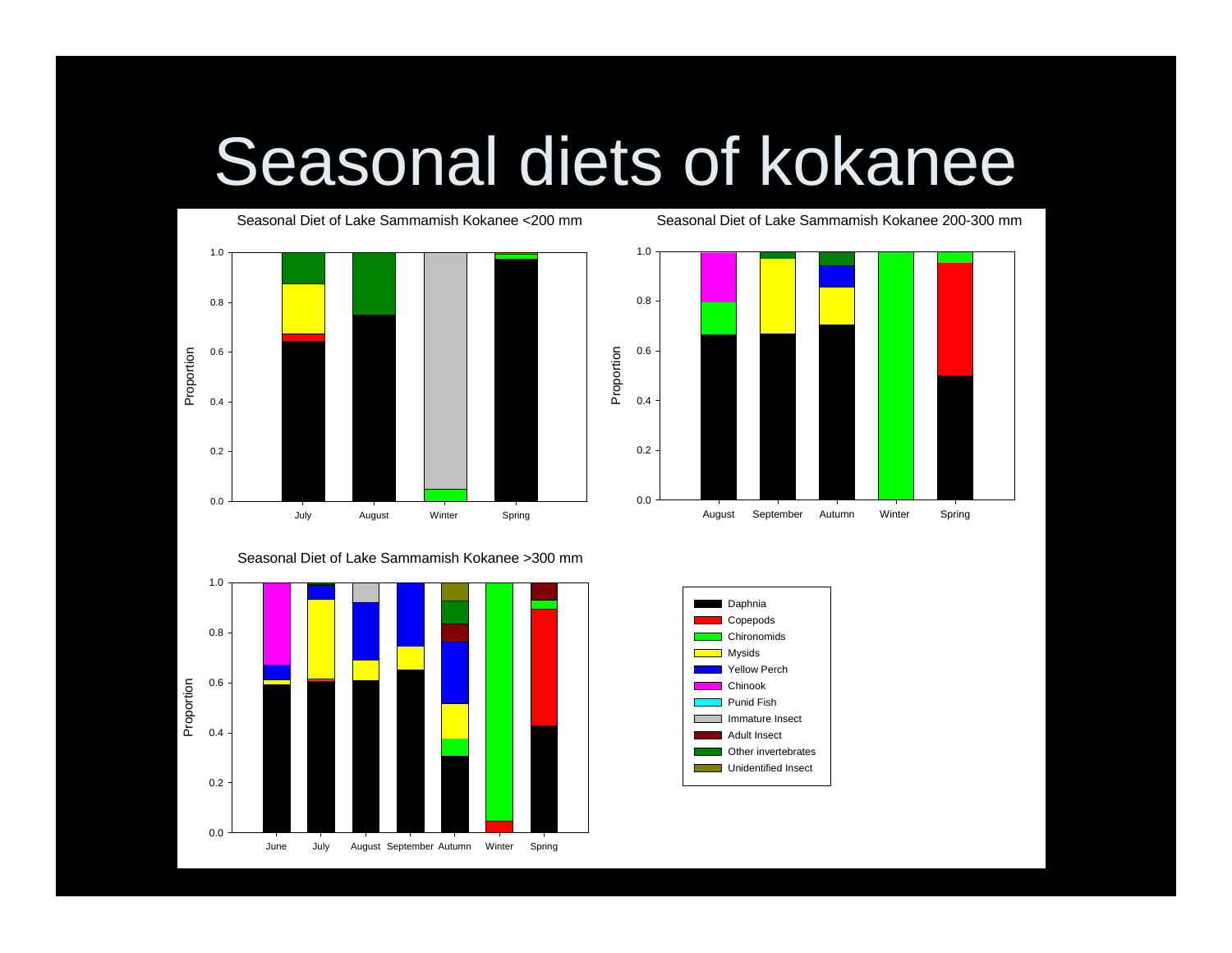# Seasonal diets of kokanee

Seasonal Diet of Lake Sammamish Kokanee <200 mm

Seasonal Diet of Lake Sammamish Kokanee 200-300 mm

Seasonal Diet of Lake Sammamish Kokanee >300 mm

- Daphnia
- Copepods
- Chironomids
- Mysids
- Yellow Perch
- Chinook
- Punid Fish
- Immature Insect
- Adult Insect
- Other invertebrates
- Unidentified Insect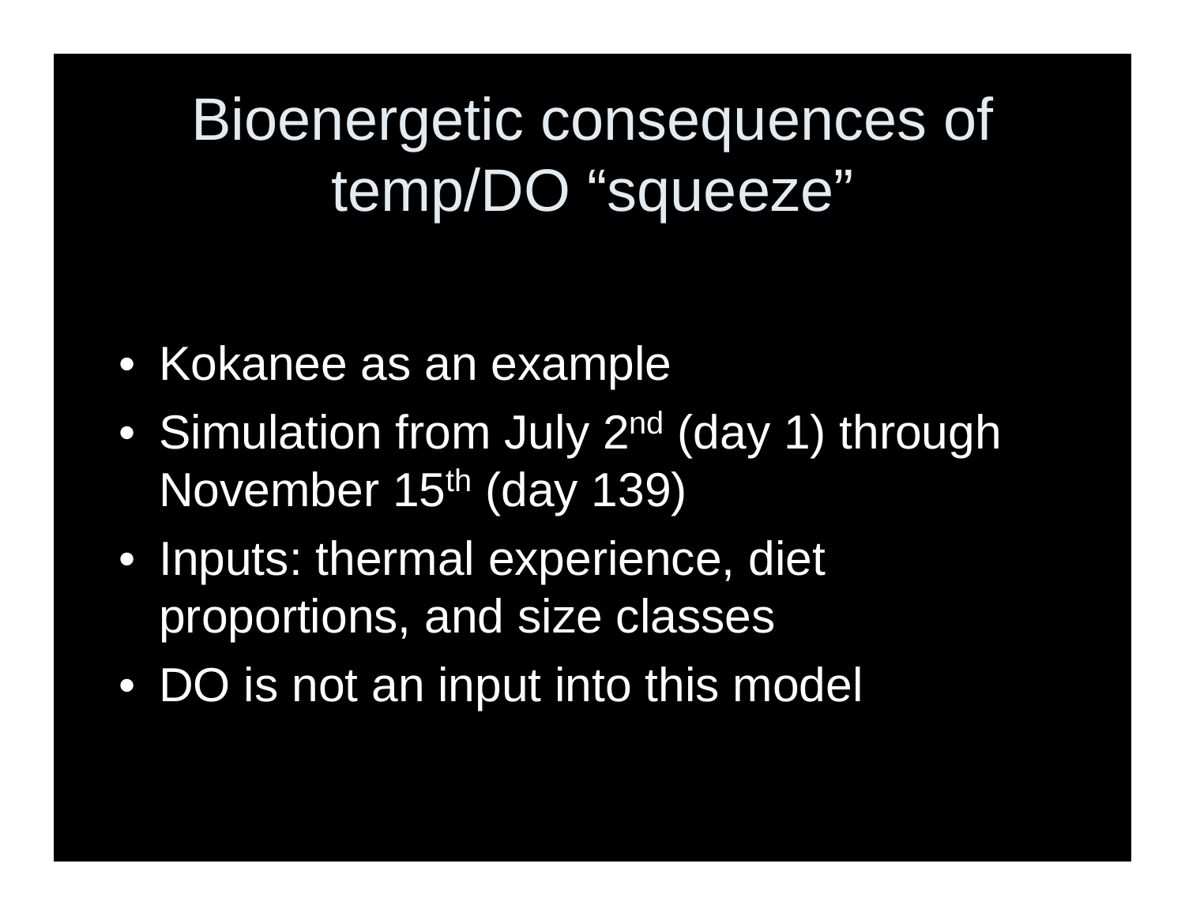# Bioenergetic consequences of temp/DO "squeeze"

- Kokanee as an example
- Simulation from July 2nd (day 1) through November 15th (day 139)
- Inputs: thermal experience, diet proportions, and size classes
- DO is not an input into this model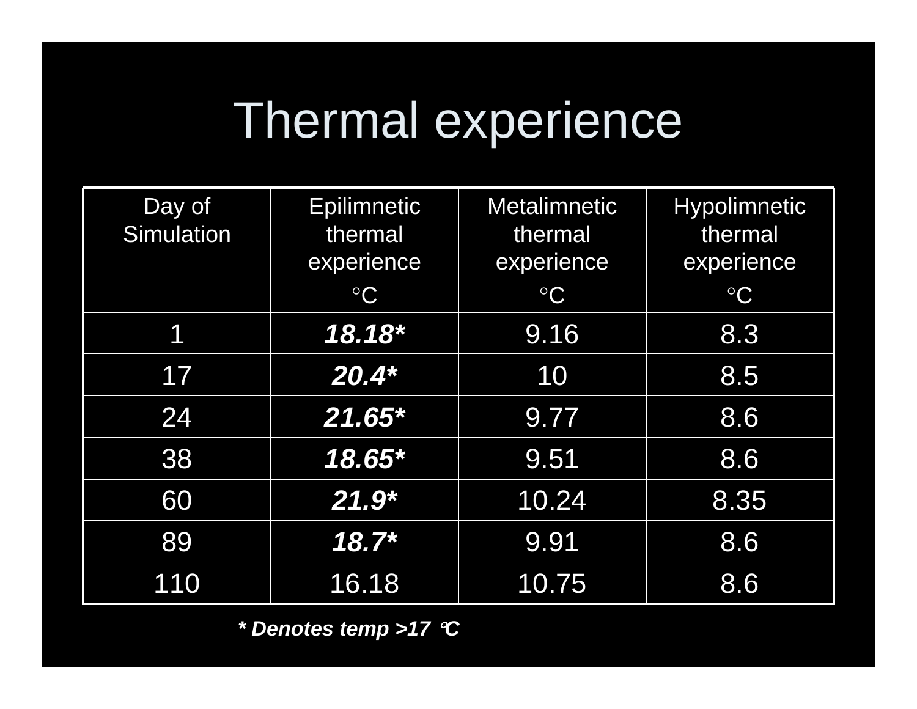# Thermal experience

| Day of Simulation | Epilimnetic thermal experience °C | Metalimnetic thermal experience °C | Hypolimnetic thermal experience °C |
|---|---|---|---|
| 1 | ***18.18**** | 9.16 | 8.3 |
| 17 | ***20.4**** | 10 | 8.5 |
| 24 | ***21.65**** | 9.77 | 8.6 |
| 38 | ***18.65**** | 9.51 | 8.6 |
| 60 | ***21.9**** | 10.24 | 8.35 |
| 89 | ***18.7**** | 9.91 | 8.6 |
| 110 | 16.18 | 10.75 | 8.6 |

***\* Denotes temp >17 °C***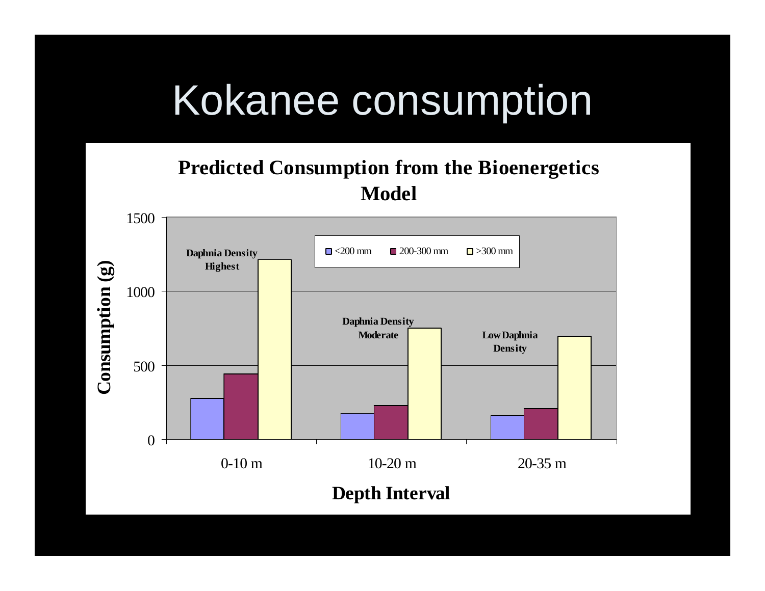# Kokanee consumption

**Predicted Consumption from the Bioenergetics Model**

Consumption (g)

1500
1000
500
0

<200 mm | 200-300 mm | >300 mm

**Daphnia Density Highest**

**Daphnia Density Moderate**

**Low Daphnia Density**

0-10 m | 10-20 m | 20-35 m

**Depth Interval**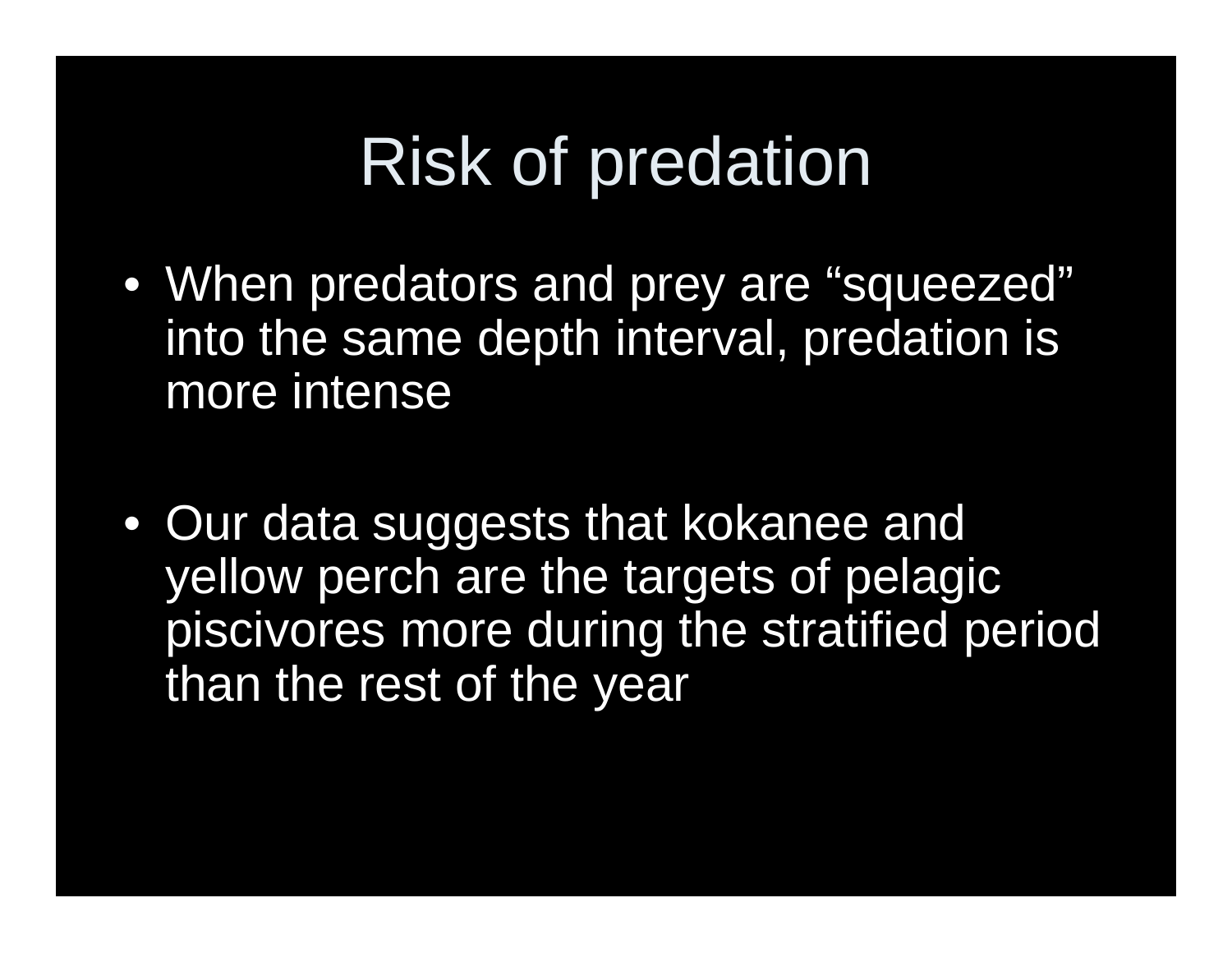# Risk of predation

- When predators and prey are "squeezed" into the same depth interval, predation is more intense
- Our data suggests that kokanee and yellow perch are the targets of pelagic piscivores more during the stratified period than the rest of the year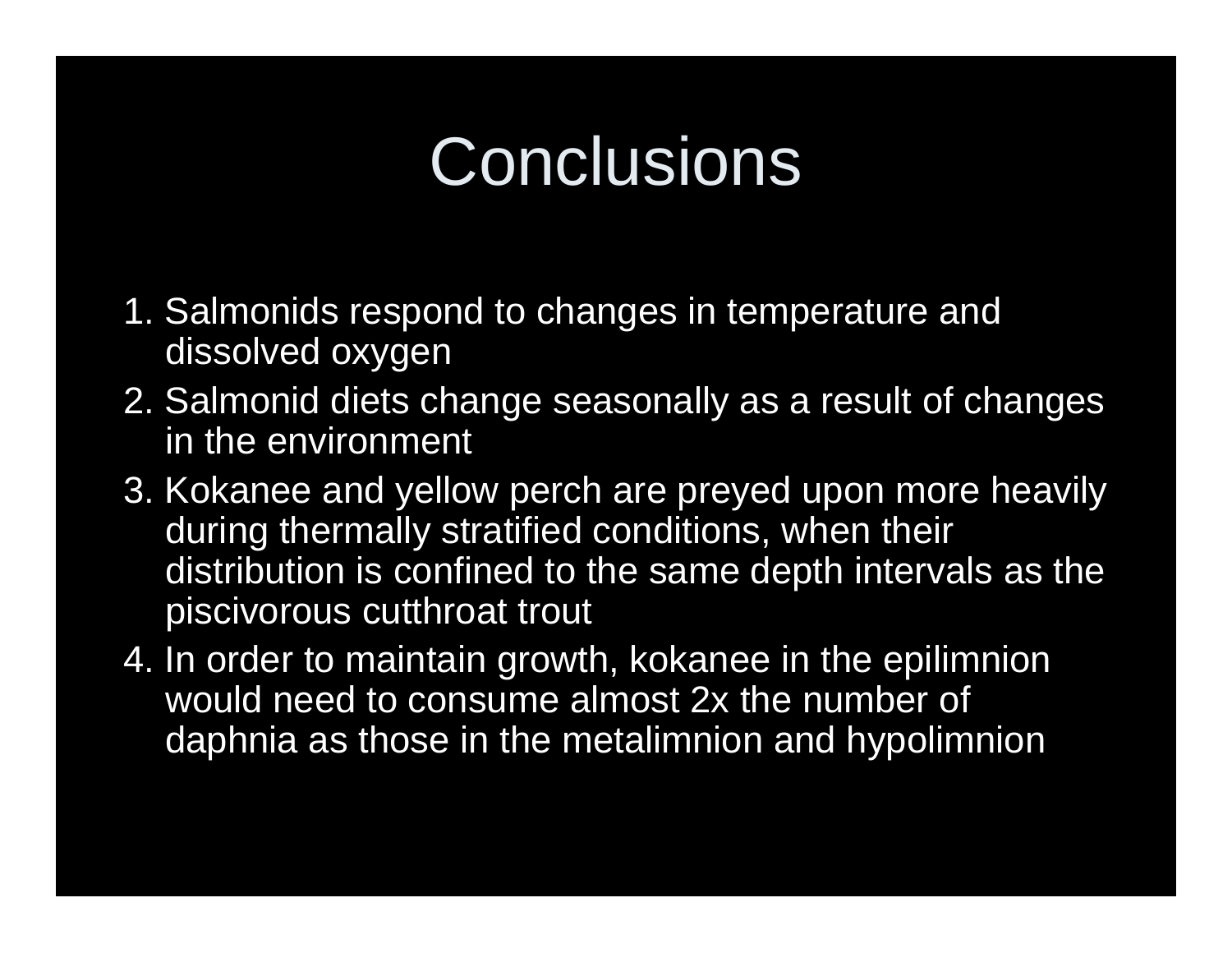# Conclusions

1. Salmonids respond to changes in temperature and dissolved oxygen
2. Salmonid diets change seasonally as a result of changes in the environment
3. Kokanee and yellow perch are preyed upon more heavily during thermally stratified conditions, when their distribution is confined to the same depth intervals as the piscivorous cutthroat trout
4. In order to maintain growth, kokanee in the epilimnion would need to consume almost 2x the number of daphnia as those in the metalimnion and hypolimnion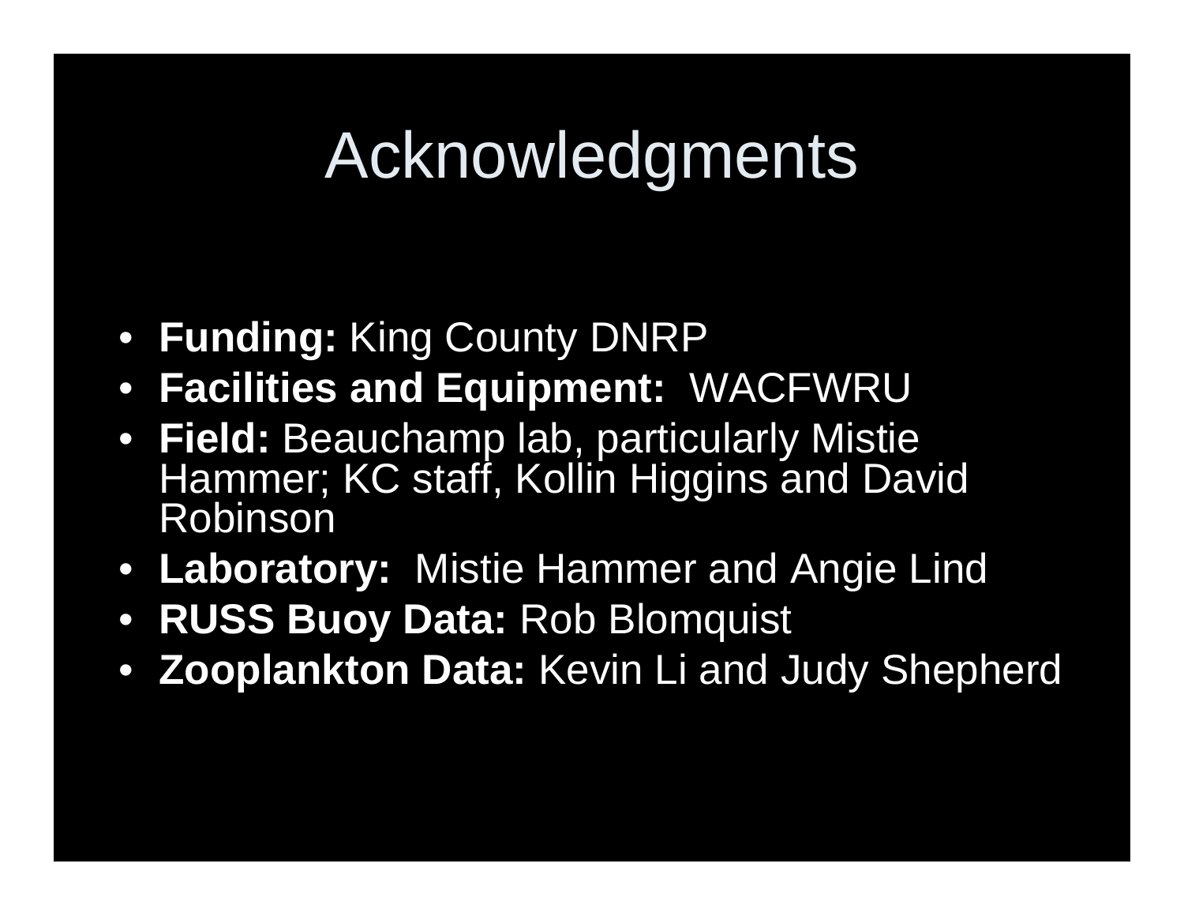# Acknowledgments

- **Funding:** King County DNRP
- **Facilities and Equipment:** WACFWRU
- **Field:** Beauchamp lab, particularly Mistie Hammer; KC staff, Kollin Higgins and David Robinson
- **Laboratory:** Mistie Hammer and Angie Lind
- **RUSS Buoy Data:** Rob Blomquist
- **Zooplankton Data:** Kevin Li and Judy Shepherd